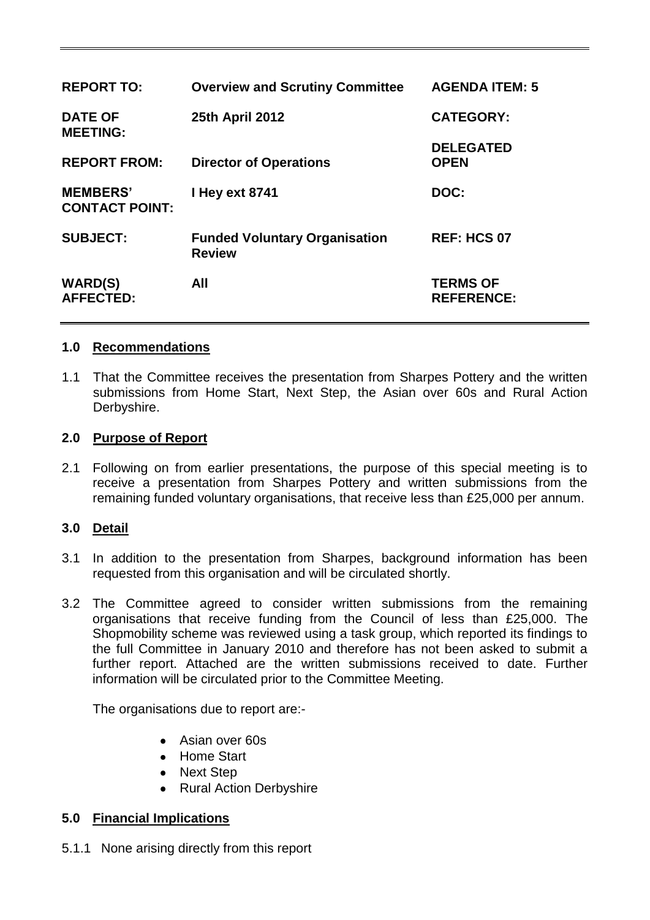| REPORT TO: | Overview and Scrutiny Committee | AGENDA ITEM: 5 |
|---|---|---|
| DATE OF MEETING: | 25th April 2012 | CATEGORY: |
| REPORT FROM: | Director of Operations | DELEGATED OPEN |
| MEMBERS' CONTACT POINT: | I Hey ext 8741 | DOC: |
| SUBJECT: | Funded Voluntary Organisation Review | REF: HCS 07 |
| WARD(S) AFFECTED: | All | TERMS OF REFERENCE: |

## 1.0 Recommendations

1.1 That the Committee receives the presentation from Sharpes Pottery and the written submissions from Home Start, Next Step, the Asian over 60s and Rural Action Derbyshire.

## 2.0 Purpose of Report

2.1 Following on from earlier presentations, the purpose of this special meeting is to receive a presentation from Sharpes Pottery and written submissions from the remaining funded voluntary organisations, that receive less than £25,000 per annum.

## 3.0 Detail

3.1 In addition to the presentation from Sharpes, background information has been requested from this organisation and will be circulated shortly.

3.2 The Committee agreed to consider written submissions from the remaining organisations that receive funding from the Council of less than £25,000. The Shopmobility scheme was reviewed using a task group, which reported its findings to the full Committee in January 2010 and therefore has not been asked to submit a further report. Attached are the written submissions received to date. Further information will be circulated prior to the Committee Meeting.

The organisations due to report are:-

- Asian over 60s
- Home Start
- Next Step
- Rural Action Derbyshire

## 5.0 Financial Implications

5.1.1 None arising directly from this report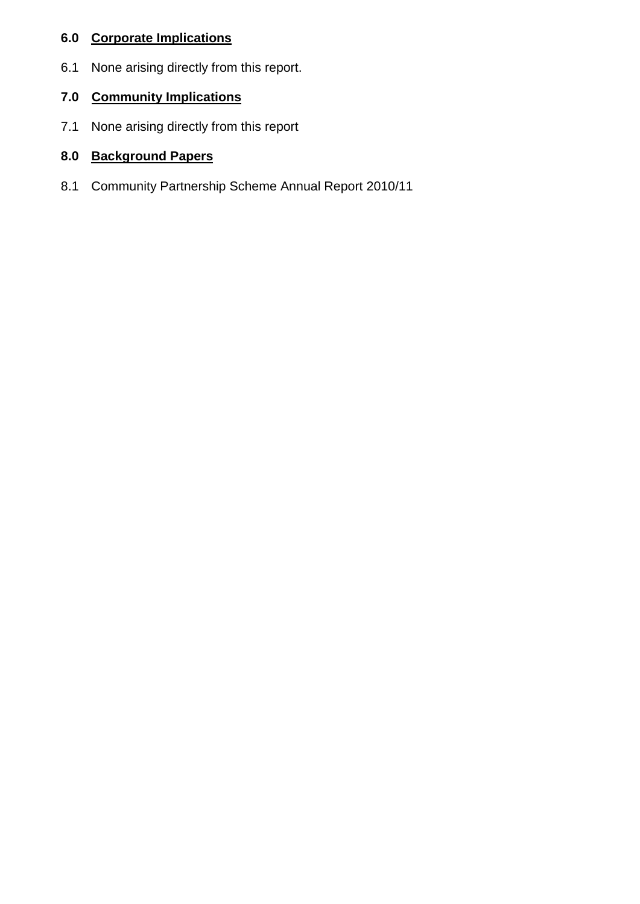## 6.0 Corporate Implications

6.1 None arising directly from this report.

## 7.0 Community Implications

7.1 None arising directly from this report

## 8.0 Background Papers

8.1 Community Partnership Scheme Annual Report 2010/11